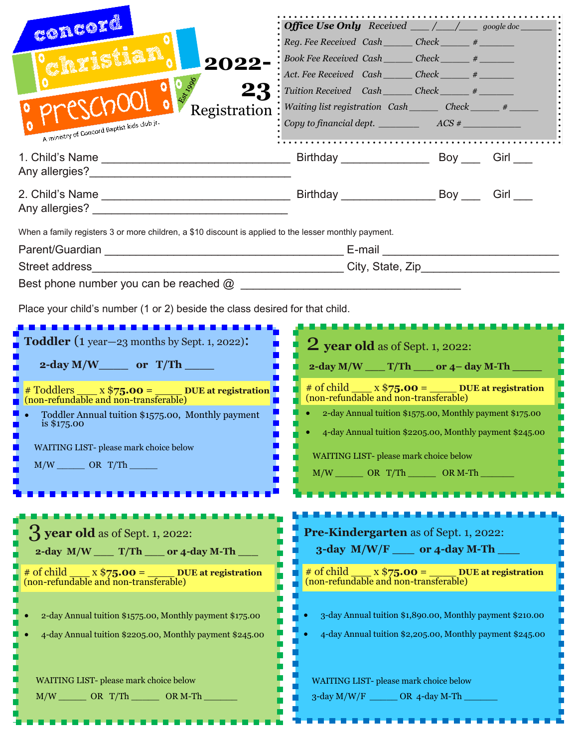# concord christian preschool

Est 1996

A ministry of Concord Baptist kids club jr.

## 2022-23 Registration

*Office Use Only* *Received* \_\_\_\_ /\_\_\_\_/\_\_\_\_ *google doc* \_\_\_\_\_\_

*Reg. Fee Received* *Cash* \_\_\_\_\_\_ *Check* \_\_\_\_\_\_ *#* \_\_\_\_\_\_\_

*Book Fee Received* *Cash* \_\_\_\_\_\_ *Check* \_\_\_\_\_\_ *#* \_\_\_\_\_\_\_

*Act. Fee Received* *Cash* \_\_\_\_\_\_ *Check* \_\_\_\_\_\_ *#* \_\_\_\_\_\_\_

*Tuition Received* *Cash* \_\_\_\_\_\_ *Check* \_\_\_\_\_\_ *#* \_\_\_\_\_\_\_

*Waiting list registration* *Cash* \_\_\_\_\_\_ *Check* \_\_\_\_\_\_ *#* \_\_\_\_\_\_

*Copy to financial dept.* \_\_\_\_\_\_\_\_ *ACS #* \_\_\_\_\_\_\_\_\_\_\_\_

1. Child's Name \_\_\_\_\_\_\_\_\_\_\_\_\_\_\_\_\_\_\_\_\_\_\_\_\_\_\_\_\_\_ Birthday \_\_\_\_\_\_\_\_\_\_\_\_\_\_ Boy \_\_\_ Girl \_\_\_
Any allergies?\_\_\_\_\_\_\_\_\_\_\_\_\_\_\_\_\_\_\_\_\_\_\_\_\_\_\_\_\_\_\_\_

2. Child's Name \_\_\_\_\_\_\_\_\_\_\_\_\_\_\_\_\_\_\_\_\_\_\_\_\_\_\_\_\_\_ Birthday \_\_\_\_\_\_\_\_\_\_\_\_\_\_ Boy \_\_\_ Girl \_\_\_
Any allergies? \_\_\_\_\_\_\_\_\_\_\_\_\_\_\_\_\_\_\_\_\_\_\_\_\_\_\_\_\_\_\_

When a family registers 3 or more children, a $10 discount is applied to the lesser monthly payment.

Parent/Guardian \_\_\_\_\_\_\_\_\_\_\_\_\_\_\_\_\_\_\_\_\_\_\_\_\_\_\_\_\_\_\_\_\_\_\_\_\_\_ E-mail \_\_\_\_\_\_\_\_\_\_\_\_\_\_\_\_\_\_\_\_\_\_\_\_\_\_\_\_

Street address\_\_\_\_\_\_\_\_\_\_\_\_\_\_\_\_\_\_\_\_\_\_\_\_\_\_\_\_\_\_\_\_\_\_\_\_\_\_\_\_ City, State, Zip\_\_\_\_\_\_\_\_\_\_\_\_\_\_\_\_\_\_\_\_\_\_\_

Best phone number you can be reached @ \_\_\_\_\_\_\_\_\_\_\_\_\_\_\_\_\_\_\_\_\_\_\_\_\_\_\_\_\_\_\_\_\_\_\_

Place your child's number (1 or 2) beside the class desired for that child.

### Toddler (1 year—23 months by Sept. 1, 2022):

**2-day M/W\_\_\_\_\_ or T/Th \_\_\_\_\_**

# Toddlers \_\_\_\_ x **$75.00** = \_\_\_\_\_ **DUE at registration** (non-refundable and non-transferable)

- Toddler Annual tuition $1575.00, Monthly payment is $175.00

WAITING LIST- please mark choice below

M/W \_\_\_\_\_\_ OR T/Th \_\_\_\_\_\_

### 2 year old as of Sept. 1, 2022:

**2-day M/W \_\_\_\_ T/Th \_\_\_\_ or 4– day M-Th \_\_\_\_\_\_**

# of child \_\_\_\_ x **$75.00** = \_\_\_\_\_ **DUE at registration** (non-refundable and non-transferable)

- 2-day Annual tuition $1575.00, Monthly payment $175.00
- 4-day Annual tuition $2205.00, Monthly payment $245.00

WAITING LIST- please mark choice below

M/W \_\_\_\_\_\_ OR T/Th \_\_\_\_\_\_ OR M-Th \_\_\_\_\_\_\_

### 3 year old as of Sept. 1, 2022:

**2-day M/W \_\_\_\_ T/Th \_\_\_\_ or 4-day M-Th \_\_\_\_**

# of child \_\_\_\_ x **$75.00** = \_\_\_\_\_ **DUE at registration** (non-refundable and non-transferable)

- 2-day Annual tuition $1575.00, Monthly payment $175.00
- 4-day Annual tuition $2205.00, Monthly payment $245.00

WAITING LIST- please mark choice below

M/W \_\_\_\_\_\_ OR T/Th \_\_\_\_\_\_ OR M-Th \_\_\_\_\_\_\_

### Pre-Kindergarten as of Sept. 1, 2022:

**3-day M/W/F \_\_\_\_ or 4-day M-Th \_\_\_\_**

# of child \_\_\_\_ x **$75.00** = \_\_\_\_\_ **DUE at registration** (non-refundable and non-transferable)

- 3-day Annual tuition $1,890.00, Monthly payment $210.00
- 4-day Annual tuition $2,205.00, Monthly payment $245.00

WAITING LIST- please mark choice below

3-day M/W/F \_\_\_\_\_\_ OR 4-day M-Th \_\_\_\_\_\_\_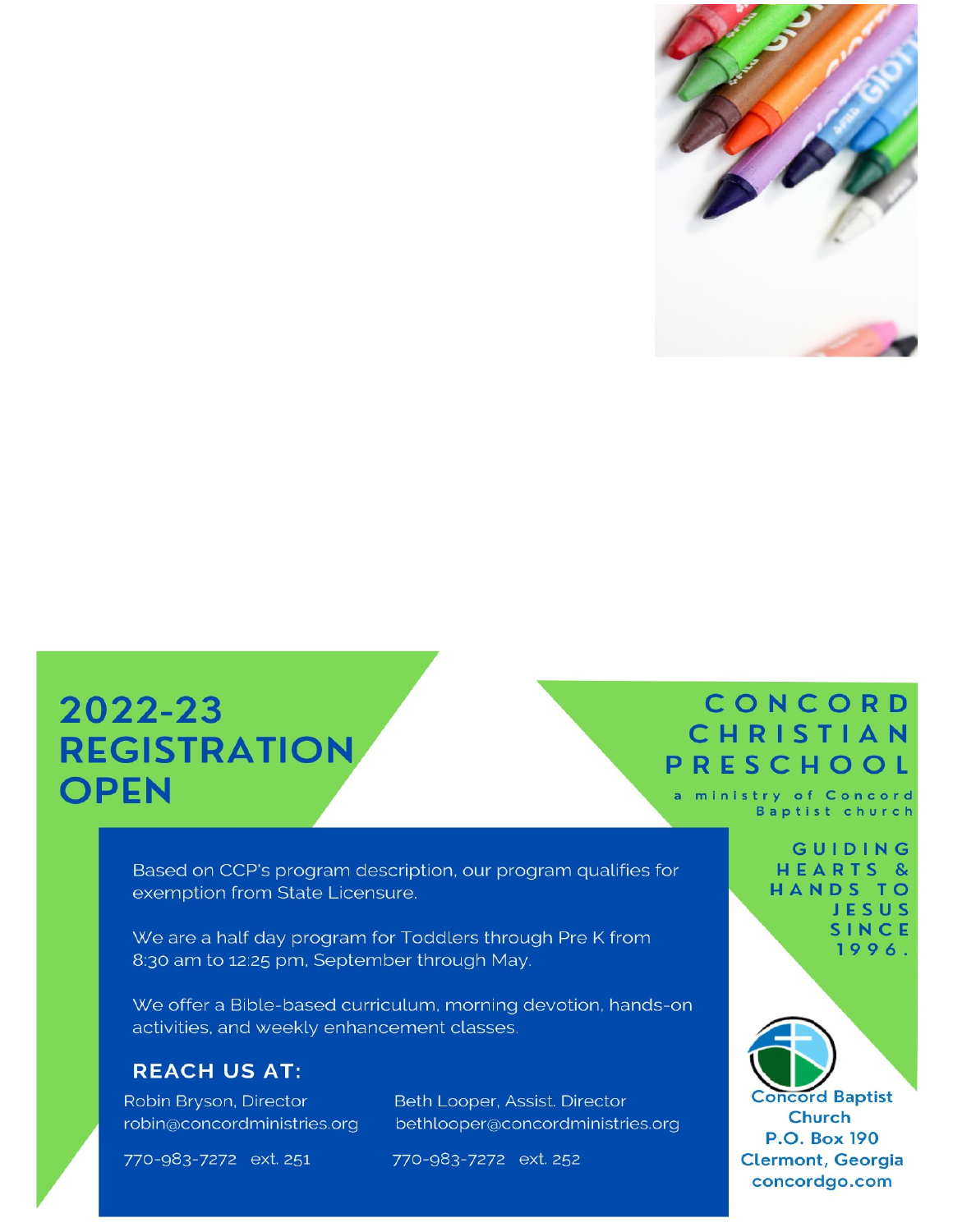# 2022-23 REGISTRATION OPEN

## CONCORD CHRISTIAN PRESCHOOL

a ministry of Concord Baptist church

GUIDING HEARTS & HANDS TO JESUS SINCE 1996.

Based on CCP's program description, our program qualifies for exemption from State Licensure.

We are a half day program for Toddlers through Pre K from 8:30 am to 12:25 pm, September through May.

We offer a Bible-based curriculum, morning devotion, hands-on activities, and weekly enhancement classes.

### REACH US AT:

Robin Bryson, Director
robin@concordministries.org
770-983-7272 ext. 251

Beth Looper, Assist. Director
bethlooper@concordministries.org
770-983-7272 ext. 252

**Concord Baptist Church**
**P.O. Box 190**
**Clermont, Georgia**
**concordgo.com**